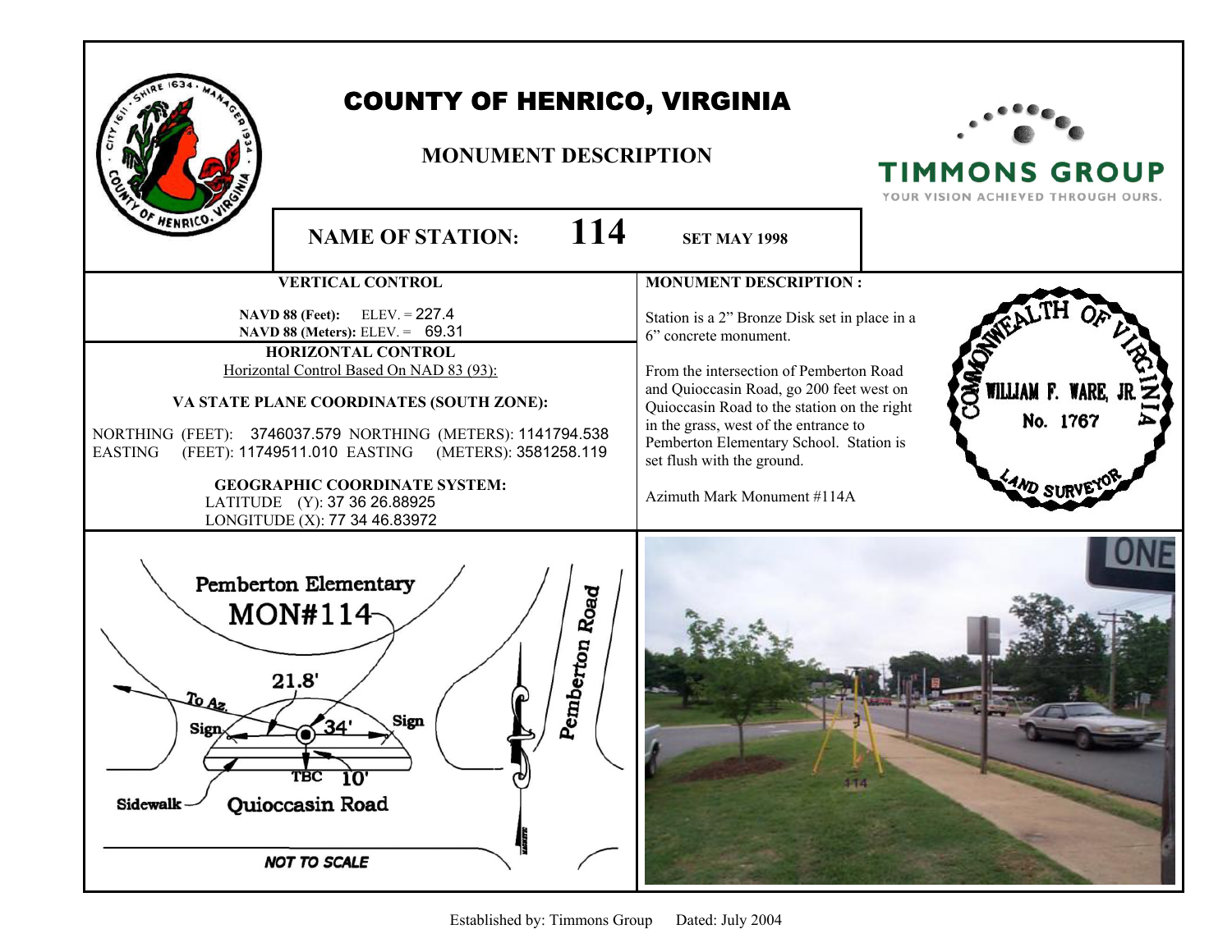# COUNTY OF HENRICO, VIRGINIA

## MONUMENT DESCRIPTION

TIMMONS GROUP
YOUR VISION ACHIEVED THROUGH OURS.

**NAME OF STATION: 114** **SET MAY 1998**

### VERTICAL CONTROL

**NAVD 88 (Feet):** ELEV. = 227.4
**NAVD 88 (Meters):** ELEV. = 69.31

### HORIZONTAL CONTROL

Horizontal Control Based On NAD 83 (93):

**VA STATE PLANE COORDINATES (SOUTH ZONE):**

NORTHING (FEET): 3746037.579 NORTHING (METERS): 1141794.538
EASTING (FEET): 11749511.010 EASTING (METERS): 3581258.119

**GEOGRAPHIC COORDINATE SYSTEM:**
LATITUDE (Y): 37 36 26.88925
LONGITUDE (X): 77 34 46.83972

### MONUMENT DESCRIPTION :

Station is a 2" Bronze Disk set in place in a 6" concrete monument.

From the intersection of Pemberton Road and Quioccasin Road, go 200 feet west on Quioccasin Road to the station on the right in the grass, west of the entrance to Pemberton Elementary School. Station is set flush with the ground.

Azimuth Mark Monument #114A

COMMONWEALTH OF VIRGINIA
WILLIAM F. WARE, JR.
No. 1767
LAND SURVEYOR

Pemberton Elementary
MON#114
21.8'
To Az.
Sign
34'
Sign
TBC 10'
Sidewalk
Quioccasin Road
Pemberton Road
NOT TO SCALE

Established by: Timmons Group Dated: July 2004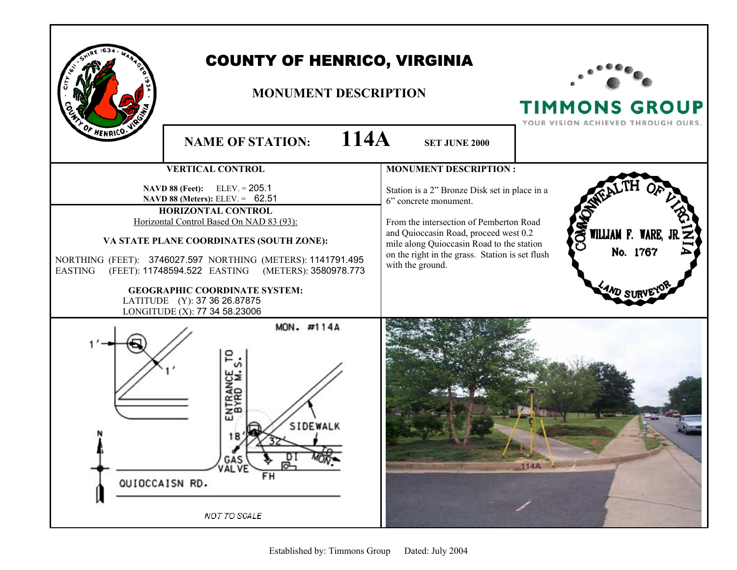# COUNTY OF HENRICO, VIRGINIA

## MONUMENT DESCRIPTION

TIMMONS GROUP
YOUR VISION ACHIEVED THROUGH OURS.

**NAME OF STATION:** **114A** **SET JUNE 2000**

### VERTICAL CONTROL

**NAVD 88 (Feet):** ELEV. = 205.1
**NAVD 88 (Meters):** ELEV. = 62.51

### HORIZONTAL CONTROL

Horizontal Control Based On NAD 83 (93):

**VA STATE PLANE COORDINATES (SOUTH ZONE):**

NORTHING (FEET): 3746027.597 NORTHING (METERS): 1141791.495
EASTING (FEET): 11748594.522 EASTING (METERS): 3580978.773

**GEOGRAPHIC COORDINATE SYSTEM:**
LATITUDE (Y): 37 36 26.87875
LONGITUDE (X): 77 34 58.23006

### MONUMENT DESCRIPTION :

Station is a 2" Bronze Disk set in place in a 6" concrete monument.

From the intersection of Pemberton Road and Quioccasin Road, proceed west 0.2 mile along Quioccasin Road to the station on the right in the grass. Station is set flush with the ground.

COMMONWEALTH OF VIRGINIA
WILLIAM F. WARE, JR.
No. 1767
LAND SURVEYOR

MON. #114A
1'
1'
ENTRANCE TO BYRD M.S.
18'
32'
SIDEWALK
TO MON.
GAS VALVE
DI
FH
N
QUIOCCAISN RD.
NOT TO SCALE

114A

Established by: Timmons Group Dated: July 2004